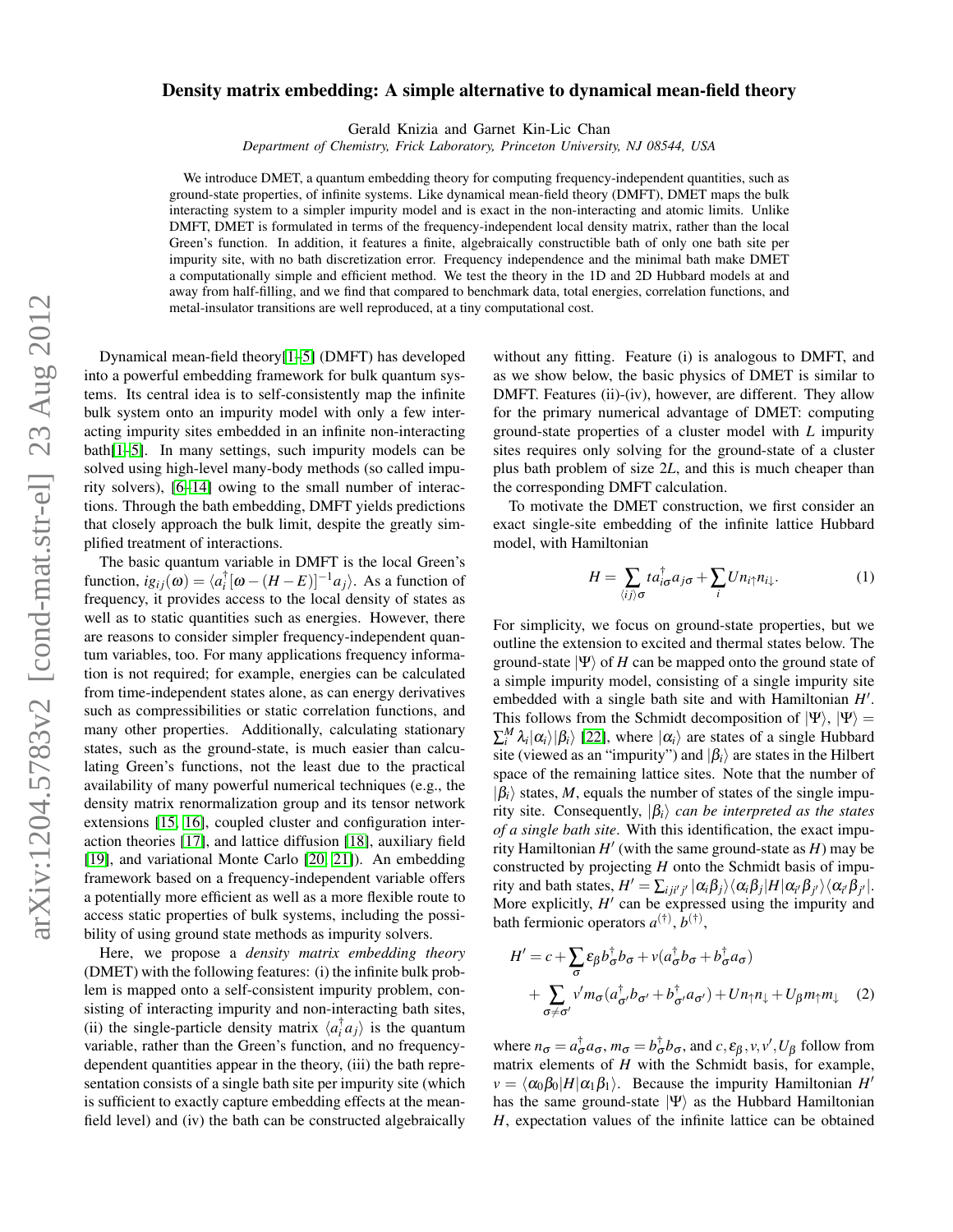# Density matrix embedding: A simple alternative to dynamical mean-field theory

Gerald Knizia and Garnet Kin-Lic Chan

*Department of Chemistry, Frick Laboratory, Princeton University, NJ 08544, USA*

We introduce DMET, a quantum embedding theory for computing frequency-independent quantities, such as ground-state properties, of infinite systems. Like dynamical mean-field theory (DMFT), DMET maps the bulk interacting system to a simpler impurity model and is exact in the non-interacting and atomic limits. Unlike DMFT, DMET is formulated in terms of the frequency-independent local density matrix, rather than the local Green's function. In addition, it features a finite, algebraically constructible bath of only one bath site per impurity site, with no bath discretization error. Frequency independence and the minimal bath make DMET a computationally simple and efficient method. We test the theory in the 1D and 2D Hubbard models at and away from half-filling, and we find that compared to benchmark data, total energies, correlation functions, and metal-insulator transitions are well reproduced, at a tiny computational cost.

Dynamical mean-field theory[1–5] (DMFT) has developed into a powerful embedding framework for bulk quantum systems. Its central idea is to self-consistently map the infinite bulk system onto an impurity model with only a few interacting impurity sites embedded in an infinite non-interacting bath[1–5]. In many settings, such impurity models can be solved using high-level many-body methods (so called impurity solvers), [6–14] owing to the small number of interactions. Through the bath embedding, DMFT yields predictions that closely approach the bulk limit, despite the greatly simplified treatment of interactions.

The basic quantum variable in DMFT is the local Green's function, $ig_{ij}(\omega) = \langle a_i^\dagger [\omega - (H-E)]^{-1} a_j \rangle$. As a function of frequency, it provides access to the local density of states as well as to static quantities such as energies. However, there are reasons to consider simpler frequency-independent quantum variables, too. For many applications frequency information is not required; for example, energies can be calculated from time-independent states alone, as can energy derivatives such as compressibilities or static correlation functions, and many other properties. Additionally, calculating stationary states, such as the ground-state, is much easier than calculating Green's functions, not the least due to the practical availability of many powerful numerical techniques (e.g., the density matrix renormalization group and its tensor network extensions [15, 16], coupled cluster and configuration interaction theories [17], and lattice diffusion [18], auxiliary field [19], and variational Monte Carlo [20, 21]). An embedding framework based on a frequency-independent variable offers a potentially more efficient as well as a more flexible route to access static properties of bulk systems, including the possibility of using ground state methods as impurity solvers.

Here, we propose a *density matrix embedding theory* (DMET) with the following features: (i) the infinite bulk problem is mapped onto a self-consistent impurity problem, consisting of interacting impurity and non-interacting bath sites, (ii) the single-particle density matrix $\langle a_i^\dagger a_j \rangle$ is the quantum variable, rather than the Green's function, and no frequency-dependent quantities appear in the theory, (iii) the bath representation consists of a single bath site per impurity site (which is sufficient to exactly capture embedding effects at the mean-field level) and (iv) the bath can be constructed algebraically without any fitting. Feature (i) is analogous to DMFT, and as we show below, the basic physics of DMET is similar to DMFT. Features (ii)-(iv), however, are different. They allow for the primary numerical advantage of DMET: computing ground-state properties of a cluster model with $L$ impurity sites requires only solving for the ground-state of a cluster plus bath problem of size $2L$, and this is much cheaper than the corresponding DMFT calculation.

To motivate the DMET construction, we first consider an exact single-site embedding of the infinite lattice Hubbard model, with Hamiltonian

$$H = \sum_{\langle ij \rangle \sigma} t a_{i\sigma}^\dagger a_{j\sigma} + \sum_i U n_{i\uparrow} n_{i\downarrow}. \tag{1}$$

For simplicity, we focus on ground-state properties, but we outline the extension to excited and thermal states below. The ground-state $|\Psi\rangle$ of $H$ can be mapped onto the ground state of a simple impurity model, consisting of a single impurity site embedded with a single bath site and with Hamiltonian $H'$. This follows from the Schmidt decomposition of $|\Psi\rangle$, $|\Psi\rangle = \sum_i^M \lambda_i |\alpha_i\rangle |\beta_i\rangle$ [22], where $|\alpha_i\rangle$ are states of a single Hubbard site (viewed as an "impurity") and $|\beta_i\rangle$ are states in the Hilbert space of the remaining lattice sites. Note that the number of $|\beta_i\rangle$ states, $M$, equals the number of states of the single impurity site. Consequently, $|\beta_i\rangle$ *can be interpreted as the states of a single bath site*. With this identification, the exact impurity Hamiltonian $H'$ (with the same ground-state as $H$) may be constructed by projecting $H$ onto the Schmidt basis of impurity and bath states, $H' = \sum_{iji'j'} |\alpha_i\beta_j\rangle\langle\alpha_i\beta_j|H|\alpha_{i'}\beta_{j'}\rangle\langle\alpha_{i'}\beta_{j'}|$. More explicitly, $H'$ can be expressed using the impurity and bath fermionic operators $a^{(\dagger)}$, $b^{(\dagger)}$,

$$\begin{aligned} H' = c &+ \sum_\sigma \varepsilon_\beta b_\sigma^\dagger b_\sigma + v(a_\sigma^\dagger b_\sigma + b_\sigma^\dagger a_\sigma) \\ &+ \sum_{\sigma \neq \sigma'} v' m_\sigma (a_{\sigma'}^\dagger b_{\sigma'} + b_{\sigma'}^\dagger a_{\sigma'}) + U n_\uparrow n_\downarrow + U_\beta m_\uparrow m_\downarrow \end{aligned} \tag{2}$$

where $n_\sigma = a_\sigma^\dagger a_\sigma$, $m_\sigma = b_\sigma^\dagger b_\sigma$, and $c, \varepsilon_\beta, v, v', U_\beta$ follow from matrix elements of $H$ with the Schmidt basis, for example, $v = \langle\alpha_0\beta_0|H|\alpha_1\beta_1\rangle$. Because the impurity Hamiltonian $H'$ has the same ground-state $|\Psi\rangle$ as the Hubbard Hamiltonian $H$, expectation values of the infinite lattice can be obtained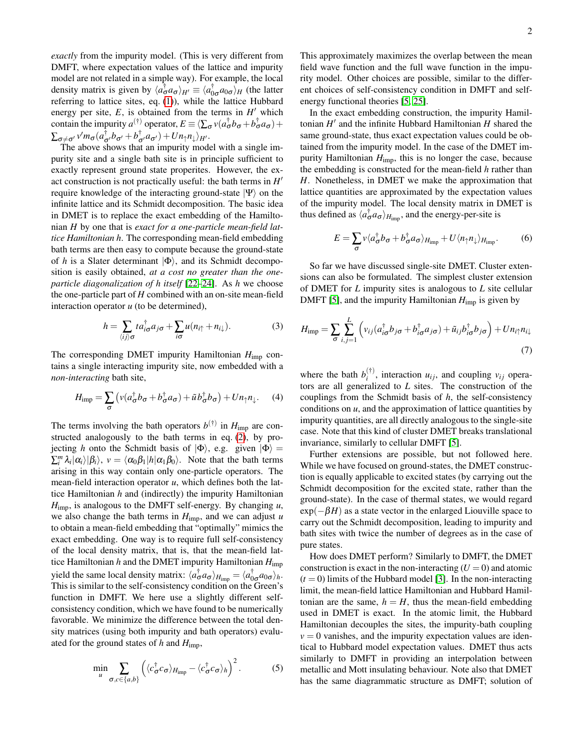*exactly* from the impurity model. (This is very different from DMFT, where expectation values of the lattice and impurity model are not related in a simple way). For example, the local density matrix is given by $\langle a^\dagger_\sigma a_\sigma \rangle_{H'} \equiv \langle a^\dagger_{0\sigma} a_{0\sigma} \rangle_H$ (the latter referring to lattice sites, eq. (1)), while the lattice Hubbard energy per site, $E$, is obtained from the terms in $H'$ which contain the impurity $a^{(\dagger)}$ operator, $E \equiv \langle \sum_\sigma v(a^\dagger_\sigma b_\sigma + b^\dagger_\sigma a_\sigma) + \sum_{\sigma \neq \sigma'} v' m_\sigma (a^\dagger_{\sigma'} b_{\sigma'} + b^\dagger_{\sigma'} a_{\sigma'}) + U n_\uparrow n_\downarrow \rangle_{H'}$.

The above shows that an impurity model with a single impurity site and a single bath site is in principle sufficient to exactly represent ground state properites. However, the exact construction is not practically useful: the bath terms in $H'$ require knowledge of the interacting ground-state $|\Psi\rangle$ on the infinite lattice and its Schmidt decomposition. The basic idea in DMET is to replace the exact embedding of the Hamiltonian $H$ by one that is *exact for a one-particle mean-field lattice Hamiltonian h*. The corresponding mean-field embedding bath terms are then easy to compute because the ground-state of $h$ is a Slater determinant $|\Phi\rangle$, and its Schmidt decomposition is easily obtained, *at a cost no greater than the one-particle diagonalization of h itself* [22–24]. As $h$ we choose the one-particle part of $H$ combined with an on-site mean-field interaction operator $u$ (to be determined),

$$h = \sum_{\langle ij \rangle \sigma} t a^\dagger_{i\sigma} a_{j\sigma} + \sum_{i\sigma} u(n_{i\uparrow} + n_{i\downarrow}). \tag{3}$$

The corresponding DMET impurity Hamiltonian $H_{\text{imp}}$ contains a single interacting impurity site, now embedded with a *non-interacting* bath site,

$$H_{\text{imp}} = \sum_\sigma \left( v(a^\dagger_\sigma b_\sigma + b^\dagger_\sigma a_\sigma) + \tilde{u} b^\dagger_\sigma b_\sigma \right) + U n_\uparrow n_\downarrow. \tag{4}$$

The terms involving the bath operators $b^{(\dagger)}$ in $H_{\text{imp}}$ are constructed analogously to the bath terms in eq. (2), by projecting $h$ onto the Schmidt basis of $|\Phi\rangle$, e.g. given $|\Phi\rangle = \sum_i^m \lambda_i |\alpha_i\rangle |\beta_i\rangle$, $v = \langle \alpha_0 \beta_1 | h | \alpha_1 \beta_0 \rangle$. Note that the bath terms arising in this way contain only one-particle operators. The mean-field interaction operator $u$, which defines both the lattice Hamiltonian $h$ and (indirectly) the impurity Hamiltonian $H_{\text{imp}}$, is analogous to the DMFT self-energy. By changing $u$, we also change the bath terms in $H_{\text{imp}}$, and we can adjust $u$ to obtain a mean-field embedding that "optimally" mimics the exact embedding. One way is to require full self-consistency of the local density matrix, that is, that the mean-field lattice Hamiltonian $h$ and the DMET impurity Hamiltonian $H_{\text{imp}}$ yield the same local density matrix: $\langle a^\dagger_\sigma a_\sigma \rangle_{H_{\text{imp}}} = \langle a^\dagger_{0\sigma} a_{0\sigma} \rangle_h$. This is similar to the self-consistency condition on the Green's function in DMFT. We here use a slightly different self-consistency condition, which we have found to be numerically favorable. We minimize the difference between the total density matrices (using both impurity and bath operators) evaluated for the ground states of $h$ and $H_{\text{imp}}$,

$$\min_u \sum_{\sigma, c \in \{a,b\}} \left( \langle c^\dagger_\sigma c_\sigma \rangle_{H_{\text{imp}}} - \langle c^\dagger_\sigma c_\sigma \rangle_h \right)^2. \tag{5}$$

This approximately maximizes the overlap between the mean field wave function and the full wave function in the impurity model. Other choices are possible, similar to the different choices of self-consistency condition in DMFT and self-energy functional theories [5, 25].

In the exact embedding construction, the impurity Hamiltonian $H'$ and the infinite Hubbard Hamiltonian $H$ shared the same ground-state, thus exact expectation values could be obtained from the impurity model. In the case of the DMET impurity Hamiltonian $H_{\text{imp}}$, this is no longer the case, because the embedding is constructed for the mean-field $h$ rather than $H$. Nonetheless, in DMET we make the approximation that lattice quantities are approximated by the expectation values of the impurity model. The local density matrix in DMET is thus defined as $\langle a^\dagger_\sigma a_\sigma \rangle_{H_{\text{imp}}}$, and the energy-per-site is

$$E = \sum_\sigma v \langle a^\dagger_\sigma b_\sigma + b^\dagger_\sigma a_\sigma \rangle_{H_{\text{imp}}} + U \langle n_\uparrow n_\downarrow \rangle_{H_{\text{imp}}}. \tag{6}$$

So far we have discussed single-site DMET. Cluster extensions can also be formulated. The simplest cluster extension of DMET for $L$ impurity sites is analogous to $L$ site cellular DMFT [5], and the impurity Hamiltonian $H_{\text{imp}}$ is given by

$$H_{\text{imp}} = \sum_\sigma \sum_{i,j=1}^{L} \left( v_{ij} (a^\dagger_{i\sigma} b_{j\sigma} + b^\dagger_{i\sigma} a_{j\sigma}) + \tilde{u}_{ij} b^\dagger_{i\sigma} b_{j\sigma} \right) + U n_{i\uparrow} n_{i\downarrow} \tag{7}$$

where the bath $b_i^{(\dagger)}$, interaction $u_{ij}$, and coupling $v_{ij}$ operators are all generalized to $L$ sites. The construction of the couplings from the Schmidt basis of $h$, the self-consistency conditions on $u$, and the approximation of lattice quantities by impurity quantities, are all directly analogous to the single-site case. Note that this kind of cluster DMET breaks translational invariance, similarly to cellular DMFT [5].

Further extensions are possible, but not followed here. While we have focused on ground-states, the DMET construction is equally applicable to excited states (by carrying out the Schmidt decomposition for the excited state, rather than the ground-state). In the case of thermal states, we would regard $\exp(-\beta H)$ as a state vector in the enlarged Liouville space to carry out the Schmidt decomposition, leading to impurity and bath sites with twice the number of degrees as in the case of pure states.

How does DMET perform? Similarly to DMFT, the DMET construction is exact in the non-interacting ($U = 0$) and atomic ($t = 0$) limits of the Hubbard model [3]. In the non-interacting limit, the mean-field lattice Hamiltonian and Hubbard Hamiltonian are the same, $h = H$, thus the mean-field embedding used in DMET is exact. In the atomic limit, the Hubbard Hamiltonian decouples the sites, the impurity-bath coupling $v = 0$ vanishes, and the impurity expectation values are identical to Hubbard model expectation values. DMET thus acts similarly to DMFT in providing an interpolation between metallic and Mott insulating behaviour. Note also that DMET has the same diagrammatic structure as DMFT; solution of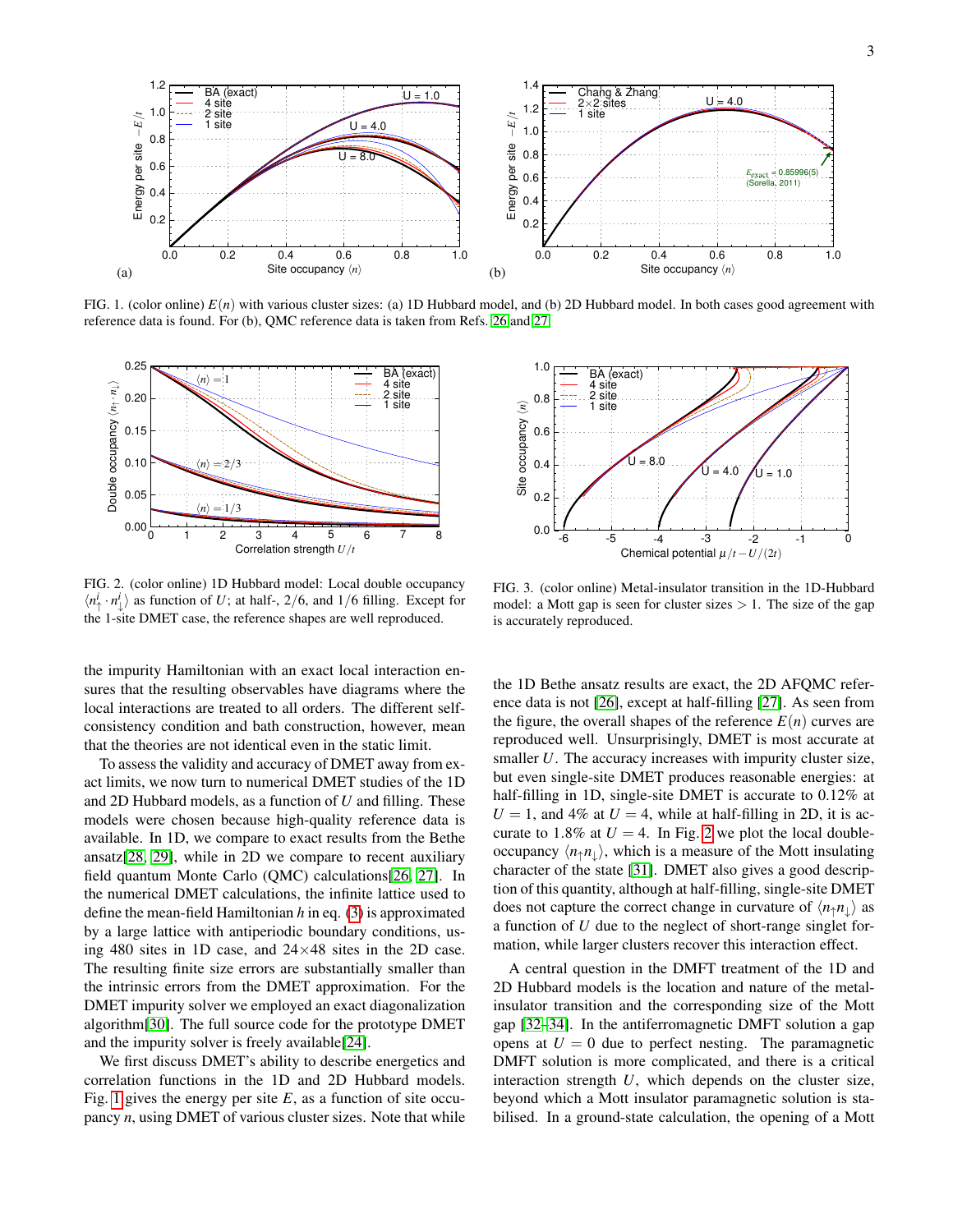FIG. 1. (color online) $E(n)$ with various cluster sizes: (a) 1D Hubbard model, and (b) 2D Hubbard model. In both cases good agreement with reference data is found. For (b), QMC reference data is taken from Refs. [26] and [27].

FIG. 2. (color online) 1D Hubbard model: Local double occupancy $\langle n^i_\uparrow \cdot n^i_\downarrow \rangle$ as function of $U$; at half-, $2/6$, and $1/6$ filling. Except for the 1-site DMET case, the reference shapes are well reproduced.

FIG. 3. (color online) Metal-insulator transition in the 1D-Hubbard model: a Mott gap is seen for cluster sizes $> 1$. The size of the gap is accurately reproduced.

the impurity Hamiltonian with an exact local interaction ensures that the resulting observables have diagrams where the local interactions are treated to all orders. The different self-consistency condition and bath construction, however, mean that the theories are not identical even in the static limit.

To assess the validity and accuracy of DMET away from exact limits, we now turn to numerical DMET studies of the 1D and 2D Hubbard models, as a function of $U$ and filling. These models were chosen because high-quality reference data is available. In 1D, we compare to exact results from the Bethe ansatz[28, 29], while in 2D we compare to recent auxiliary field quantum Monte Carlo (QMC) calculations[26, 27]. In the numerical DMET calculations, the infinite lattice used to define the mean-field Hamiltonian $h$ in eq. (3) is approximated by a large lattice with antiperiodic boundary conditions, using 480 sites in 1D case, and $24{\times}48$ sites in the 2D case. The resulting finite size errors are substantially smaller than the intrinsic errors from the DMET approximation. For the DMET impurity solver we employed an exact diagonalization algorithm[30]. The full source code for the prototype DMET and the impurity solver is freely available[24].

We first discuss DMET's ability to describe energetics and correlation functions in the 1D and 2D Hubbard models. Fig. 1 gives the energy per site $E$, as a function of site occupancy $n$, using DMET of various cluster sizes. Note that while the 1D Bethe ansatz results are exact, the 2D AFQMC reference data is not [26], except at half-filling [27]. As seen from the figure, the overall shapes of the reference $E(n)$ curves are reproduced well. Unsurprisingly, DMET is most accurate at smaller $U$. The accuracy increases with impurity cluster size, but even single-site DMET produces reasonable energies: at half-filling in 1D, single-site DMET is accurate to 0.12% at $U = 1$, and 4% at $U = 4$, while at half-filling in 2D, it is accurate to 1.8% at $U = 4$. In Fig. 2 we plot the local double-occupancy $\langle n_\uparrow n_\downarrow \rangle$, which is a measure of the Mott insulating character of the state [31]. DMET also gives a good description of this quantity, although at half-filling, single-site DMET does not capture the correct change in curvature of $\langle n_\uparrow n_\downarrow \rangle$ as a function of $U$ due to the neglect of short-range singlet formation, while larger clusters recover this interaction effect.

A central question in the DMFT treatment of the 1D and 2D Hubbard models is the location and nature of the metal-insulator transition and the corresponding size of the Mott gap [32–34]. In the antiferromagnetic DMFT solution a gap opens at $U = 0$ due to perfect nesting. The paramagnetic DMFT solution is more complicated, and there is a critical interaction strength $U$, which depends on the cluster size, beyond which a Mott insulator paramagnetic solution is stabilised. In a ground-state calculation, the opening of a Mott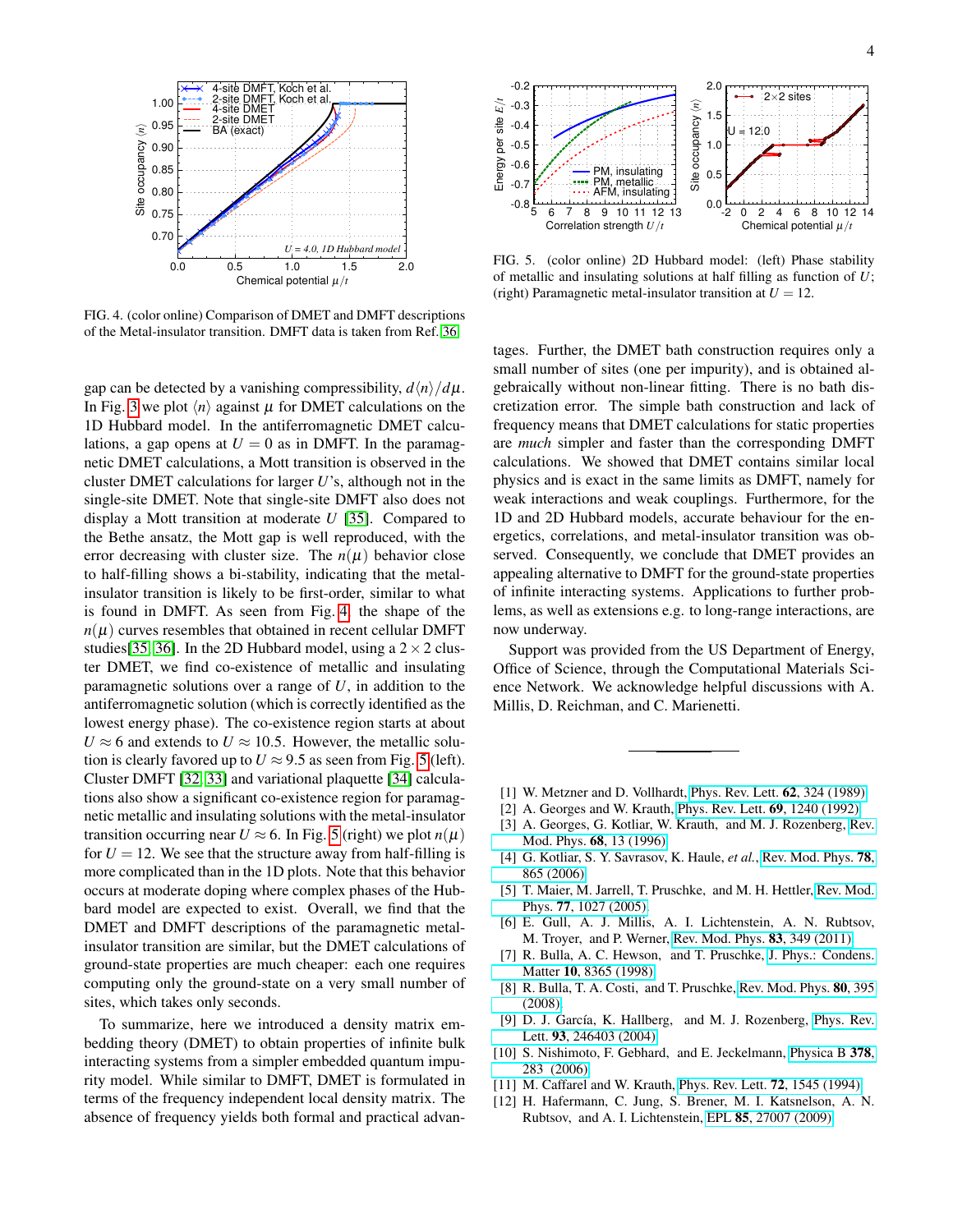FIG. 4. (color online) Comparison of DMET and DMFT descriptions of the Metal-insulator transition. DMFT data is taken from Ref. [36]

FIG. 5. (color online) 2D Hubbard model: (left) Phase stability of metallic and insulating solutions at half filling as function of $U$; (right) Paramagnetic metal-insulator transition at $U = 12$.

gap can be detected by a vanishing compressibility, $d\langle n\rangle/d\mu$. In Fig. 3 we plot $\langle n\rangle$ against $\mu$ for DMET calculations on the 1D Hubbard model. In the antiferromagnetic DMET calculations, a gap opens at $U = 0$ as in DMFT. In the paramagnetic DMET calculations, a Mott transition is observed in the cluster DMET calculations for larger $U$'s, although not in the single-site DMET. Note that single-site DMFT also does not display a Mott transition at moderate $U$ [35]. Compared to the Bethe ansatz, the Mott gap is well reproduced, with the error decreasing with cluster size. The $n(\mu)$ behavior close to half-filling shows a bi-stability, indicating that the metal-insulator transition is likely to be first-order, similar to what is found in DMFT. As seen from Fig. 4, the shape of the $n(\mu)$ curves resembles that obtained in recent cellular DMFT studies[35, 36]. In the 2D Hubbard model, using a $2\times 2$ cluster DMET, we find co-existence of metallic and insulating paramagnetic solutions over a range of $U$, in addition to the antiferromagnetic solution (which is correctly identified as the lowest energy phase). The co-existence region starts at about $U \approx 6$ and extends to $U \approx 10.5$. However, the metallic solution is clearly favored up to $U \approx 9.5$ as seen from Fig. 5 (left). Cluster DMFT [32, 33] and variational plaquette [34] calculations also show a significant co-existence region for paramagnetic metallic and insulating solutions with the metal-insulator transition occurring near $U \approx 6$. In Fig. 5 (right) we plot $n(\mu)$ for $U = 12$. We see that the structure away from half-filling is more complicated than in the 1D plots. Note that this behavior occurs at moderate doping where complex phases of the Hubbard model are expected to exist. Overall, we find that the DMET and DMFT descriptions of the paramagnetic metal-insulator transition are similar, but the DMET calculations of ground-state properties are much cheaper: each one requires computing only the ground-state on a very small number of sites, which takes only seconds.

To summarize, here we introduced a density matrix embedding theory (DMET) to obtain properties of infinite bulk interacting systems from a simpler embedded quantum impurity model. While similar to DMFT, DMET is formulated in terms of the frequency independent local density matrix. The absence of frequency yields both formal and practical advantages. Further, the DMET bath construction requires only a small number of sites (one per impurity), and is obtained algebraically without non-linear fitting. There is no bath discretization error. The simple bath construction and lack of frequency means that DMET calculations for static properties are *much* simpler and faster than the corresponding DMFT calculations. We showed that DMET contains similar local physics and is exact in the same limits as DMFT, namely for weak interactions and weak couplings. Furthermore, for the 1D and 2D Hubbard models, accurate behaviour for the energetics, correlations, and metal-insulator transition was observed. Consequently, we conclude that DMET provides an appealing alternative to DMFT for the ground-state properties of infinite interacting systems. Applications to further problems, as well as extensions e.g. to long-range interactions, are now underway.

Support was provided from the US Department of Energy, Office of Science, through the Computational Materials Science Network. We acknowledge helpful discussions with A. Millis, D. Reichman, and C. Marienetti.

---

[1] W. Metzner and D. Vollhardt, Phys. Rev. Lett. **62**, 324 (1989).
[2] A. Georges and W. Krauth, Phys. Rev. Lett. **69**, 1240 (1992).
[3] A. Georges, G. Kotliar, W. Krauth, and M. J. Rozenberg, Rev. Mod. Phys. **68**, 13 (1996).
[4] G. Kotliar, S. Y. Savrasov, K. Haule, *et al.*, Rev. Mod. Phys. **78**, 865 (2006).
[5] T. Maier, M. Jarrell, T. Pruschke, and M. H. Hettler, Rev. Mod. Phys. **77**, 1027 (2005).
[6] E. Gull, A. J. Millis, A. I. Lichtenstein, A. N. Rubtsov, M. Troyer, and P. Werner, Rev. Mod. Phys. **83**, 349 (2011).
[7] R. Bulla, A. C. Hewson, and T. Pruschke, J. Phys.: Condens. Matter **10**, 8365 (1998).
[8] R. Bulla, T. A. Costi, and T. Pruschke, Rev. Mod. Phys. **80**, 395 (2008).
[9] D. J. García, K. Hallberg, and M. J. Rozenberg, Phys. Rev. Lett. **93**, 246403 (2004).
[10] S. Nishimoto, F. Gebhard, and E. Jeckelmann, Physica B **378**, 283 (2006).
[11] M. Caffarel and W. Krauth, Phys. Rev. Lett. **72**, 1545 (1994).
[12] H. Hafermann, C. Jung, S. Brener, M. I. Katsnelson, A. N. Rubtsov, and A. I. Lichtenstein, EPL **85**, 27007 (2009).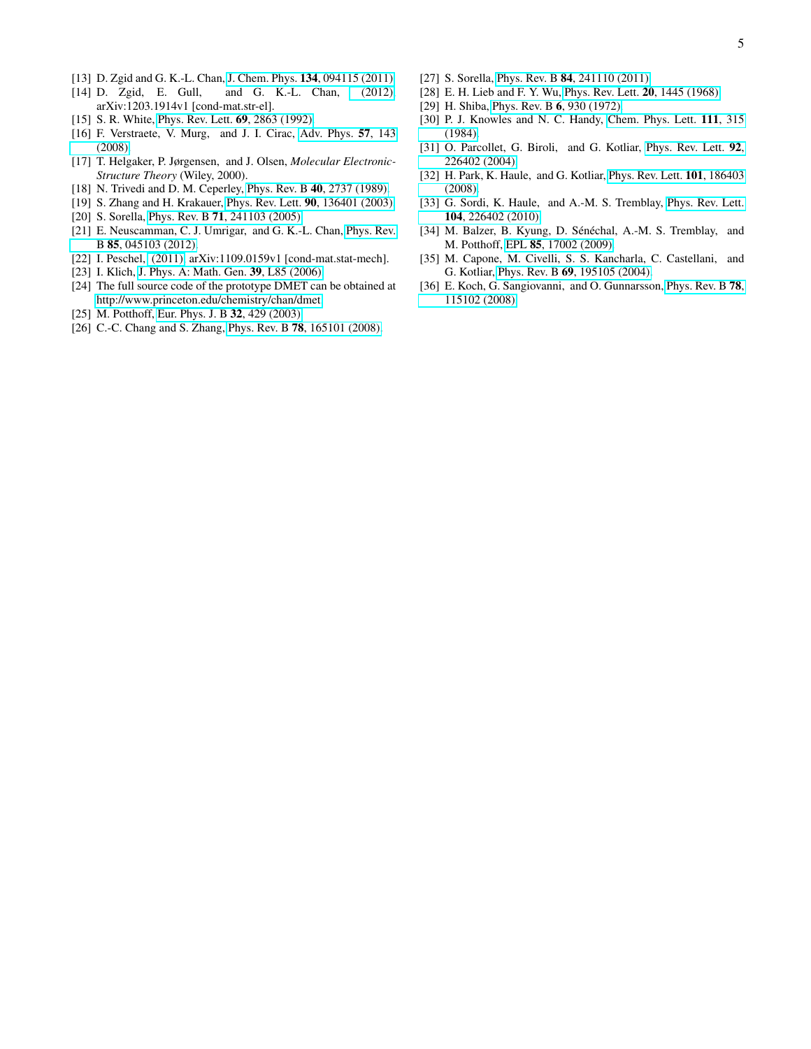[13] D. Zgid and G. K.-L. Chan, J. Chem. Phys. **134**, 094115 (2011).

[14] D. Zgid, E. Gull, and G. K.-L. Chan, (2012), arXiv:1203.1914v1 [cond-mat.str-el].

[15] S. R. White, Phys. Rev. Lett. **69**, 2863 (1992).

[16] F. Verstraete, V. Murg, and J. I. Cirac, Adv. Phys. **57**, 143 (2008).

[17] T. Helgaker, P. Jørgensen, and J. Olsen, *Molecular Electronic-Structure Theory* (Wiley, 2000).

[18] N. Trivedi and D. M. Ceperley, Phys. Rev. B **40**, 2737 (1989).

[19] S. Zhang and H. Krakauer, Phys. Rev. Lett. **90**, 136401 (2003).

[20] S. Sorella, Phys. Rev. B **71**, 241103 (2005).

[21] E. Neuscamman, C. J. Umrigar, and G. K.-L. Chan, Phys. Rev. B **85**, 045103 (2012).

[22] I. Peschel, (2011), arXiv:1109.0159v1 [cond-mat.stat-mech].

[23] I. Klich, J. Phys. A: Math. Gen. **39**, L85 (2006).

[24] The full source code of the prototype DMET can be obtained at http://www.princeton.edu/chemistry/chan/dmet.

[25] M. Potthoff, Eur. Phys. J. B **32**, 429 (2003).

[26] C.-C. Chang and S. Zhang, Phys. Rev. B **78**, 165101 (2008).

[27] S. Sorella, Phys. Rev. B **84**, 241110 (2011).

[28] E. H. Lieb and F. Y. Wu, Phys. Rev. Lett. **20**, 1445 (1968).

[29] H. Shiba, Phys. Rev. B **6**, 930 (1972).

[30] P. J. Knowles and N. C. Handy, Chem. Phys. Lett. **111**, 315 (1984).

[31] O. Parcollet, G. Biroli, and G. Kotliar, Phys. Rev. Lett. **92**, 226402 (2004).

[32] H. Park, K. Haule, and G. Kotliar, Phys. Rev. Lett. **101**, 186403 (2008).

[33] G. Sordi, K. Haule, and A.-M. S. Tremblay, Phys. Rev. Lett. **104**, 226402 (2010).

[34] M. Balzer, B. Kyung, D. Sénéchal, A.-M. S. Tremblay, and M. Potthoff, EPL **85**, 17002 (2009).

[35] M. Capone, M. Civelli, S. S. Kancharla, C. Castellani, and G. Kotliar, Phys. Rev. B **69**, 195105 (2004).

[36] E. Koch, G. Sangiovanni, and O. Gunnarsson, Phys. Rev. B **78**, 115102 (2008).